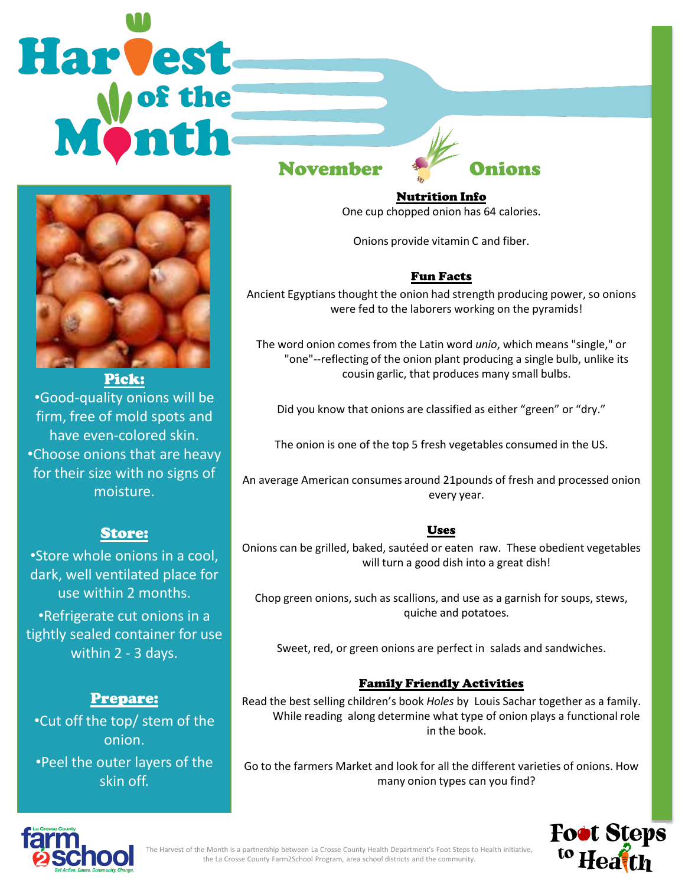# Harvest of the Month

## November — Onions

**Pick:**

- Good-quality onions will be firm, free of mold spots and have even-colored skin.
- Choose onions that are heavy for their size with no signs of moisture.

**Store:**

- Store whole onions in a cool, dark, well ventilated place for use within 2 months.
- Refrigerate cut onions in a tightly sealed container for use within 2 - 3 days.

**Prepare:**

- Cut off the top/ stem of the onion.
- Peel the outer layers of the skin off.

### Nutrition Info

One cup chopped onion has 64 calories.

Onions provide vitamin C and fiber.

### Fun Facts

Ancient Egyptians thought the onion had strength producing power, so onions were fed to the laborers working on the pyramids!

The word onion comes from the Latin word *unio*, which means "single," or "one"--reflecting of the onion plant producing a single bulb, unlike its cousin garlic, that produces many small bulbs.

Did you know that onions are classified as either “green” or “dry.”

The onion is one of the top 5 fresh vegetables consumed in the US.

An average American consumes around 21pounds of fresh and processed onion every year.

### Uses

Onions can be grilled, baked, sautéed or eaten raw. These obedient vegetables will turn a good dish into a great dish!

Chop green onions, such as scallions, and use as a garnish for soups, stews, quiche and potatoes.

Sweet, red, or green onions are perfect in salads and sandwiches.

### Family Friendly Activities

Read the best selling children’s book *Holes* by Louis Sachar together as a family. While reading along determine what type of onion plays a functional role in the book.

Go to the farmers Market and look for all the different varieties of onions. How many onion types can you find?

La Crosse County farm2school — Get Active. Cause. Community. Change.

The Harvest of the Month is a partnership between La Crosse County Health Department’s Foot Steps to Health initiative, the La Crosse County Farm2School Program, area school districts and the community.

Foot Steps to Health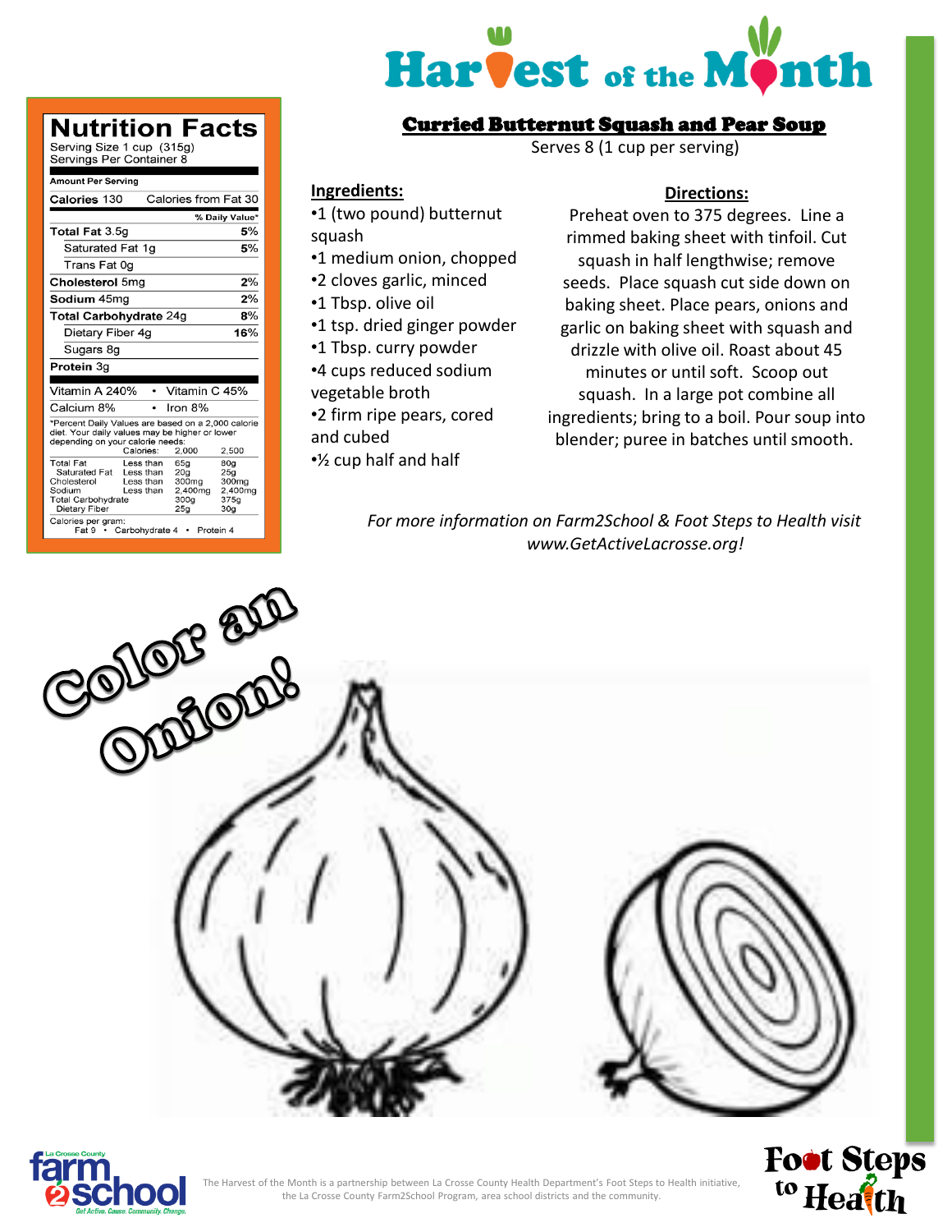# Harvest of the Month

## Curried Butternut Squash and Pear Soup

Serves 8 (1 cup per serving)

### Nutrition Facts

Serving Size 1 cup (315g)
Servings Per Container 8

**Amount Per Serving**

| | |
|---|---|
| **Calories** 130 | Calories from Fat 30 |
| | **% Daily Value*** |
| **Total Fat** 3.5g | **5%** |
| Saturated Fat 1g | **5%** |
| Trans Fat 0g | |
| **Cholesterol** 5mg | **2%** |
| **Sodium** 45mg | **2%** |
| **Total Carbohydrate** 24g | **8%** |
| Dietary Fiber 4g | **16%** |
| Sugars 8g | |
| **Protein** 3g | |

Vitamin A 240% • Vitamin C 45%
Calcium 8% • Iron 8%

*Percent Daily Values are based on a 2,000 calorie diet. Your daily values may be higher or lower depending on your calorie needs:

| | | 2,000 | 2,500 |
|---|---|---|---|
| Total Fat | Less than | 65g | 80g |
| Saturated Fat | Less than | 20g | 25g |
| Cholesterol | Less than | 300mg | 300mg |
| Sodium | Less than | 2,400mg | 2,400mg |
| Total Carbohydrate | | 300g | 375g |
| Dietary Fiber | | 25g | 30g |

Calories per gram:
Fat 9 • Carbohydrate 4 • Protein 4

### Ingredients:

- 1 (two pound) butternut squash
- 1 medium onion, chopped
- 2 cloves garlic, minced
- 1 Tbsp. olive oil
- 1 tsp. dried ginger powder
- 1 Tbsp. curry powder
- 4 cups reduced sodium vegetable broth
- 2 firm ripe pears, cored and cubed
- ½ cup half and half

### Directions:

Preheat oven to 375 degrees. Line a rimmed baking sheet with tinfoil. Cut squash in half lengthwise; remove seeds. Place squash cut side down on baking sheet. Place pears, onions and garlic on baking sheet with squash and drizzle with olive oil. Roast about 45 minutes or until soft. Scoop out squash. In a large pot combine all ingredients; bring to a boil. Pour soup into blender; puree in batches until smooth.

*For more information on Farm2School & Foot Steps to Health visit www.GetActiveLacrosse.org!*

## Color an Onion!

The Harvest of the Month is a partnership between La Crosse County Health Department's Foot Steps to Health initiative, the La Crosse County Farm2School Program, area school districts and the community.